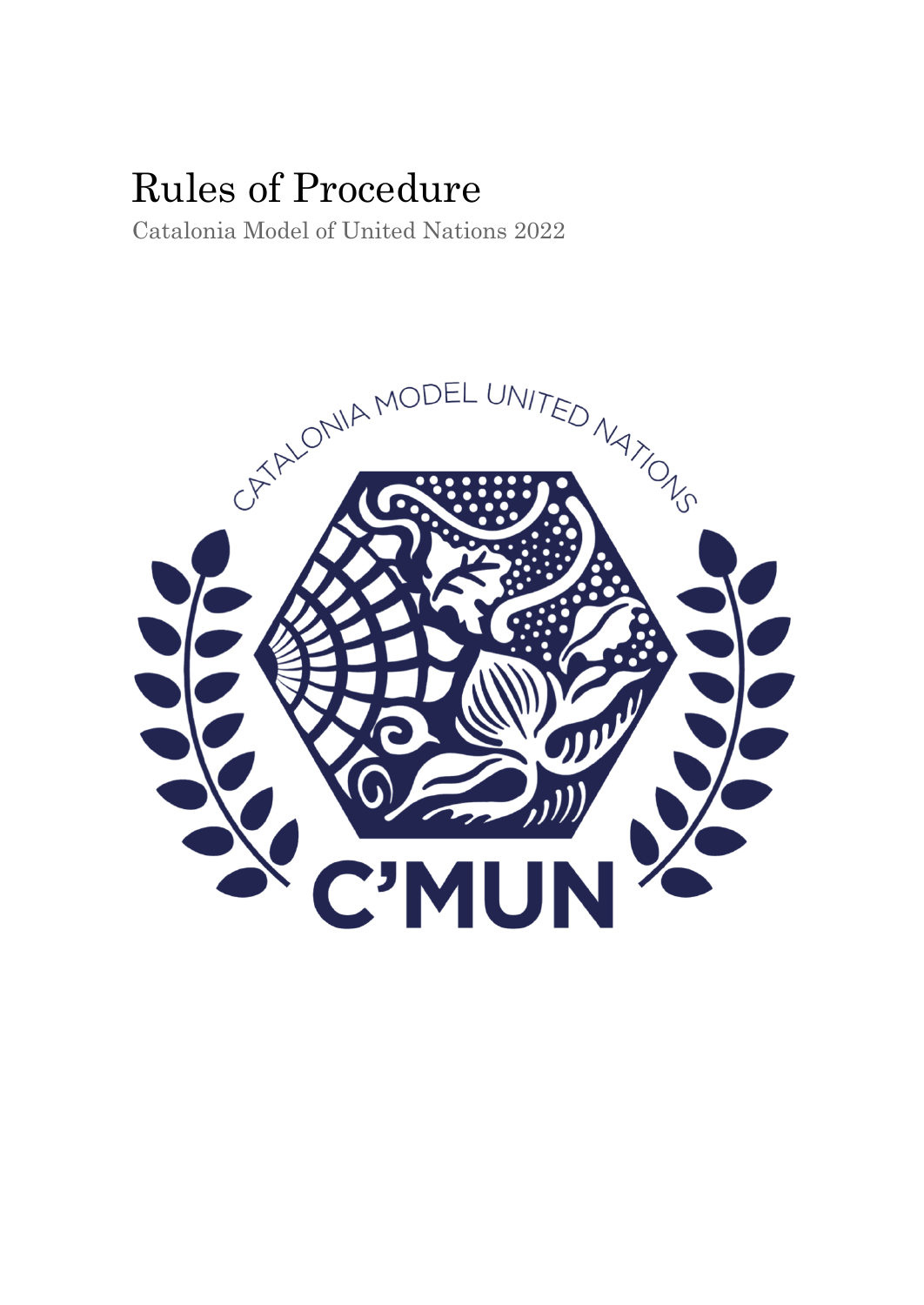# Rules of Procedure

Catalonia Model of United Nations 2022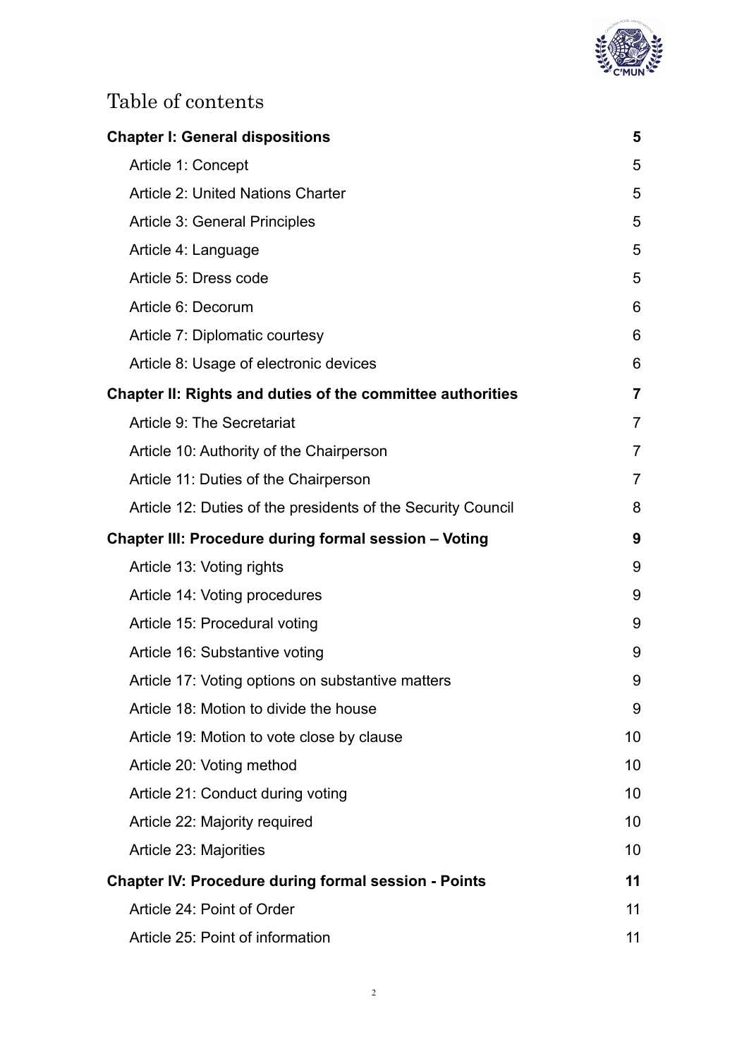# Table of contents

| | |
|---|---|
| **Chapter I: General dispositions** | **5** |
| Article 1: Concept | 5 |
| Article 2: United Nations Charter | 5 |
| Article 3: General Principles | 5 |
| Article 4: Language | 5 |
| Article 5: Dress code | 5 |
| Article 6: Decorum | 6 |
| Article 7: Diplomatic courtesy | 6 |
| Article 8: Usage of electronic devices | 6 |
| **Chapter II: Rights and duties of the committee authorities** | **7** |
| Article 9: The Secretariat | 7 |
| Article 10: Authority of the Chairperson | 7 |
| Article 11: Duties of the Chairperson | 7 |
| Article 12: Duties of the presidents of the Security Council | 8 |
| **Chapter III: Procedure during formal session – Voting** | **9** |
| Article 13: Voting rights | 9 |
| Article 14: Voting procedures | 9 |
| Article 15: Procedural voting | 9 |
| Article 16: Substantive voting | 9 |
| Article 17: Voting options on substantive matters | 9 |
| Article 18: Motion to divide the house | 9 |
| Article 19: Motion to vote close by clause | 10 |
| Article 20: Voting method | 10 |
| Article 21: Conduct during voting | 10 |
| Article 22: Majority required | 10 |
| Article 23: Majorities | 10 |
| **Chapter IV: Procedure during formal session - Points** | **11** |
| Article 24: Point of Order | 11 |
| Article 25: Point of information | 11 |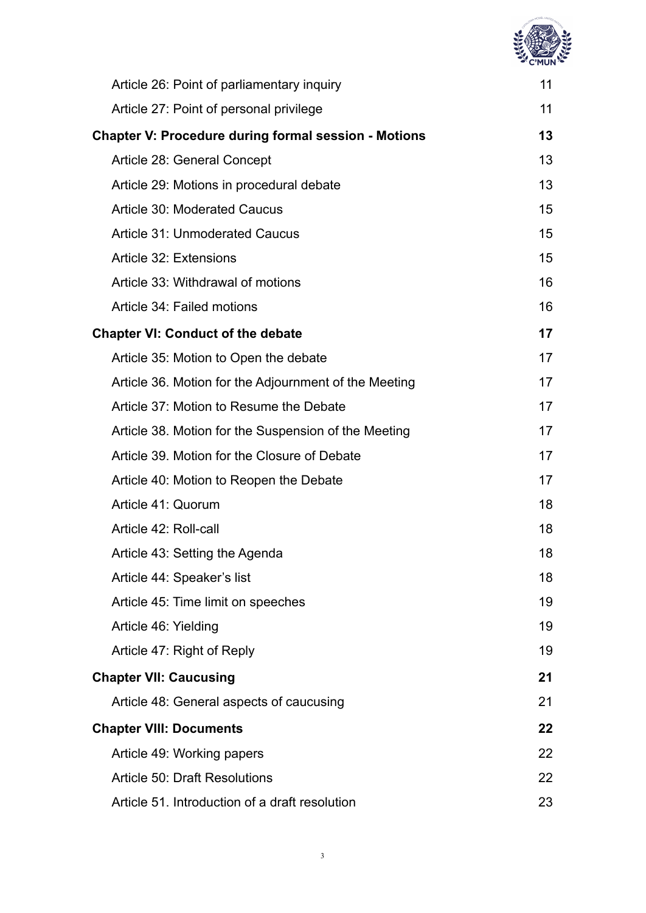| | |
|---|---|
| Article 26: Point of parliamentary inquiry | 11 |
| Article 27: Point of personal privilege | 11 |
| **Chapter V: Procedure during formal session - Motions** | **13** |
| Article 28: General Concept | 13 |
| Article 29: Motions in procedural debate | 13 |
| Article 30: Moderated Caucus | 15 |
| Article 31: Unmoderated Caucus | 15 |
| Article 32: Extensions | 15 |
| Article 33: Withdrawal of motions | 16 |
| Article 34: Failed motions | 16 |
| **Chapter VI: Conduct of the debate** | **17** |
| Article 35: Motion to Open the debate | 17 |
| Article 36. Motion for the Adjournment of the Meeting | 17 |
| Article 37: Motion to Resume the Debate | 17 |
| Article 38. Motion for the Suspension of the Meeting | 17 |
| Article 39. Motion for the Closure of Debate | 17 |
| Article 40: Motion to Reopen the Debate | 17 |
| Article 41: Quorum | 18 |
| Article 42: Roll-call | 18 |
| Article 43: Setting the Agenda | 18 |
| Article 44: Speaker's list | 18 |
| Article 45: Time limit on speeches | 19 |
| Article 46: Yielding | 19 |
| Article 47: Right of Reply | 19 |
| **Chapter VII: Caucusing** | **21** |
| Article 48: General aspects of caucusing | 21 |
| **Chapter VIII: Documents** | **22** |
| Article 49: Working papers | 22 |
| Article 50: Draft Resolutions | 22 |
| Article 51. Introduction of a draft resolution | 23 |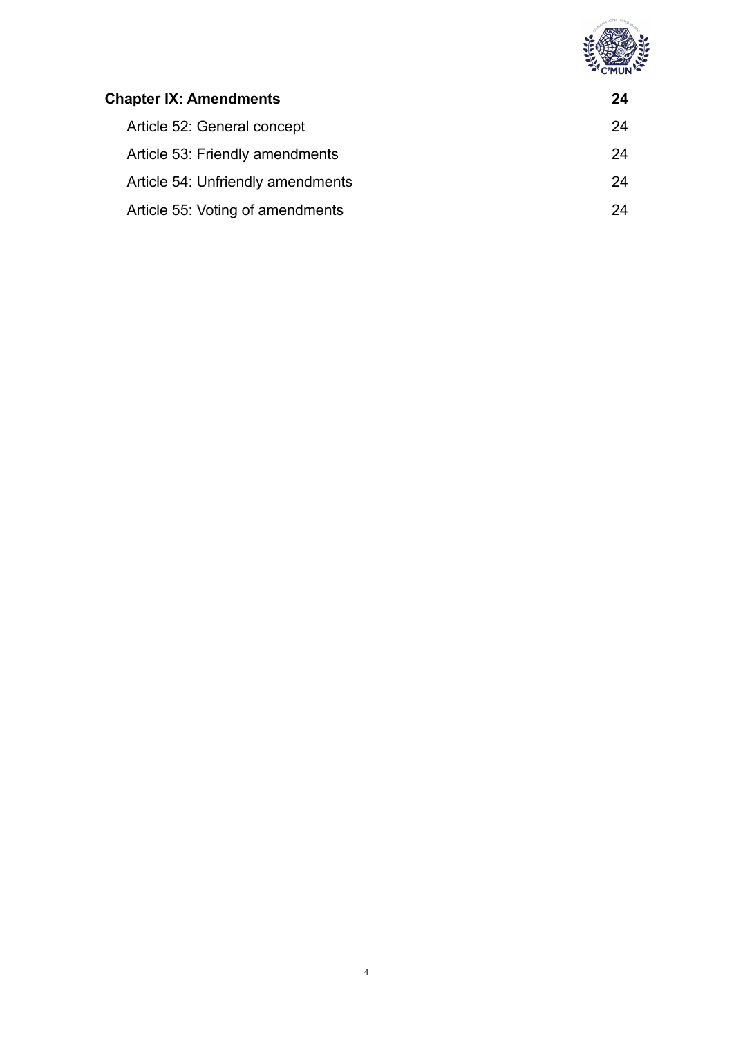**Chapter IX: Amendments** **24**

- Article 52: General concept 24
- Article 53: Friendly amendments 24
- Article 54: Unfriendly amendments 24
- Article 55: Voting of amendments 24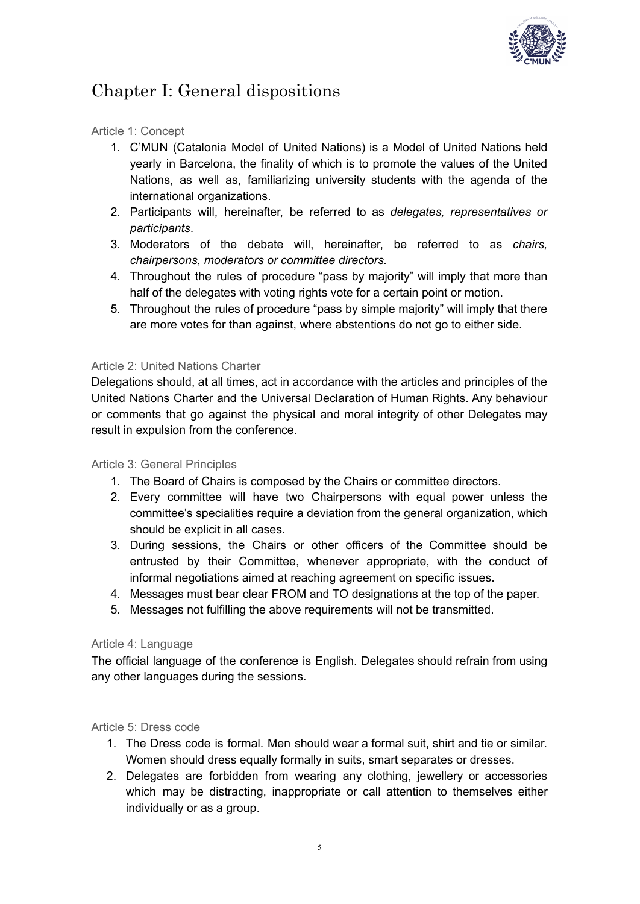# Chapter I: General dispositions

### Article 1: Concept

1. C'MUN (Catalonia Model of United Nations) is a Model of United Nations held yearly in Barcelona, the finality of which is to promote the values of the United Nations, as well as, familiarizing university students with the agenda of the international organizations.
2. Participants will, hereinafter, be referred to as *delegates, representatives or participants*.
3. Moderators of the debate will, hereinafter, be referred to as *chairs, chairpersons, moderators or committee directors.*
4. Throughout the rules of procedure "pass by majority" will imply that more than half of the delegates with voting rights vote for a certain point or motion.
5. Throughout the rules of procedure "pass by simple majority" will imply that there are more votes for than against, where abstentions do not go to either side.

### Article 2: United Nations Charter

Delegations should, at all times, act in accordance with the articles and principles of the United Nations Charter and the Universal Declaration of Human Rights. Any behaviour or comments that go against the physical and moral integrity of other Delegates may result in expulsion from the conference.

### Article 3: General Principles

1. The Board of Chairs is composed by the Chairs or committee directors.
2. Every committee will have two Chairpersons with equal power unless the committee's specialities require a deviation from the general organization, which should be explicit in all cases.
3. During sessions, the Chairs or other officers of the Committee should be entrusted by their Committee, whenever appropriate, with the conduct of informal negotiations aimed at reaching agreement on specific issues.
4. Messages must bear clear FROM and TO designations at the top of the paper.
5. Messages not fulfilling the above requirements will not be transmitted.

### Article 4: Language

The official language of the conference is English. Delegates should refrain from using any other languages during the sessions.

### Article 5: Dress code

1. The Dress code is formal. Men should wear a formal suit, shirt and tie or similar. Women should dress equally formally in suits, smart separates or dresses.
2. Delegates are forbidden from wearing any clothing, jewellery or accessories which may be distracting, inappropriate or call attention to themselves either individually or as a group.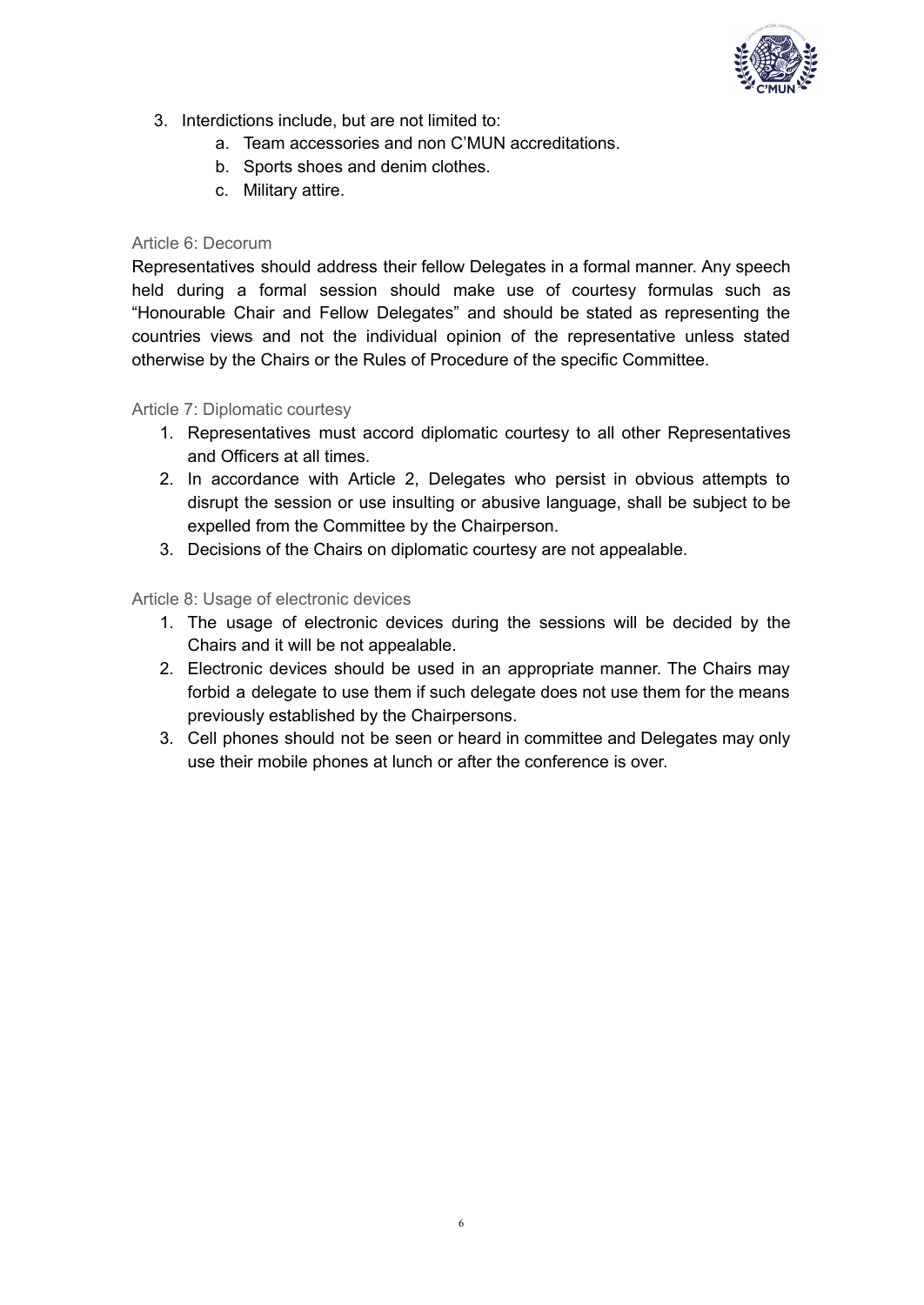3. Interdictions include, but are not limited to:
    a. Team accessories and non C'MUN accreditations.
    b. Sports shoes and denim clothes.
    c. Military attire.

### Article 6: Decorum

Representatives should address their fellow Delegates in a formal manner. Any speech held during a formal session should make use of courtesy formulas such as "Honourable Chair and Fellow Delegates" and should be stated as representing the countries views and not the individual opinion of the representative unless stated otherwise by the Chairs or the Rules of Procedure of the specific Committee.

### Article 7: Diplomatic courtesy

1. Representatives must accord diplomatic courtesy to all other Representatives and Officers at all times.
2. In accordance with Article 2, Delegates who persist in obvious attempts to disrupt the session or use insulting or abusive language, shall be subject to be expelled from the Committee by the Chairperson.
3. Decisions of the Chairs on diplomatic courtesy are not appealable.

### Article 8: Usage of electronic devices

1. The usage of electronic devices during the sessions will be decided by the Chairs and it will be not appealable.
2. Electronic devices should be used in an appropriate manner. The Chairs may forbid a delegate to use them if such delegate does not use them for the means previously established by the Chairpersons.
3. Cell phones should not be seen or heard in committee and Delegates may only use their mobile phones at lunch or after the conference is over.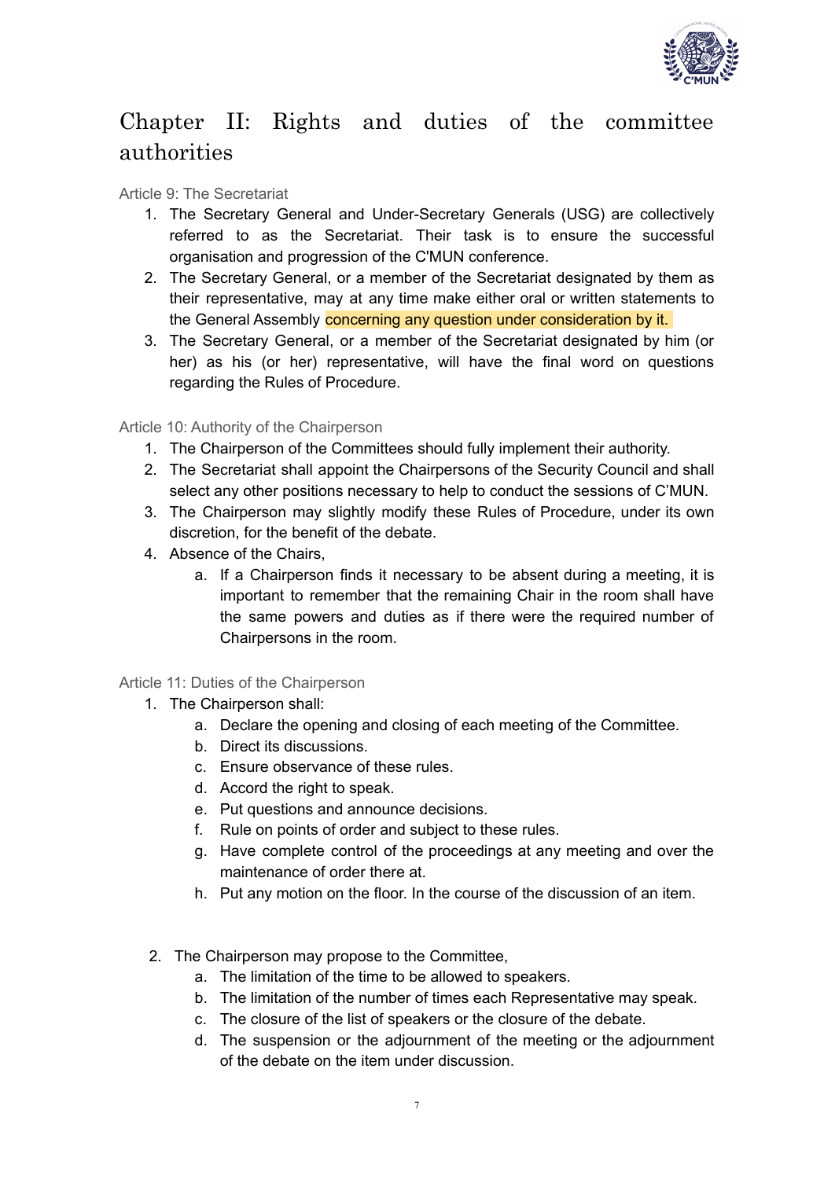# Chapter II: Rights and duties of the committee authorities

### Article 9: The Secretariat

1. The Secretary General and Under-Secretary Generals (USG) are collectively referred to as the Secretariat. Their task is to ensure the successful organisation and progression of the C'MUN conference.
2. The Secretary General, or a member of the Secretariat designated by them as their representative, may at any time make either oral or written statements to the General Assembly concerning any question under consideration by it.
3. The Secretary General, or a member of the Secretariat designated by him (or her) as his (or her) representative, will have the final word on questions regarding the Rules of Procedure.

### Article 10: Authority of the Chairperson

1. The Chairperson of the Committees should fully implement their authority.
2. The Secretariat shall appoint the Chairpersons of the Security Council and shall select any other positions necessary to help to conduct the sessions of C'MUN.
3. The Chairperson may slightly modify these Rules of Procedure, under its own discretion, for the benefit of the debate.
4. Absence of the Chairs,
   a. If a Chairperson finds it necessary to be absent during a meeting, it is important to remember that the remaining Chair in the room shall have the same powers and duties as if there were the required number of Chairpersons in the room.

### Article 11: Duties of the Chairperson

1. The Chairperson shall:
   a. Declare the opening and closing of each meeting of the Committee.
   b. Direct its discussions.
   c. Ensure observance of these rules.
   d. Accord the right to speak.
   e. Put questions and announce decisions.
   f. Rule on points of order and subject to these rules.
   g. Have complete control of the proceedings at any meeting and over the maintenance of order there at.
   h. Put any motion on the floor. In the course of the discussion of an item.

2. The Chairperson may propose to the Committee,
   a. The limitation of the time to be allowed to speakers.
   b. The limitation of the number of times each Representative may speak.
   c. The closure of the list of speakers or the closure of the debate.
   d. The suspension or the adjournment of the meeting or the adjournment of the debate on the item under discussion.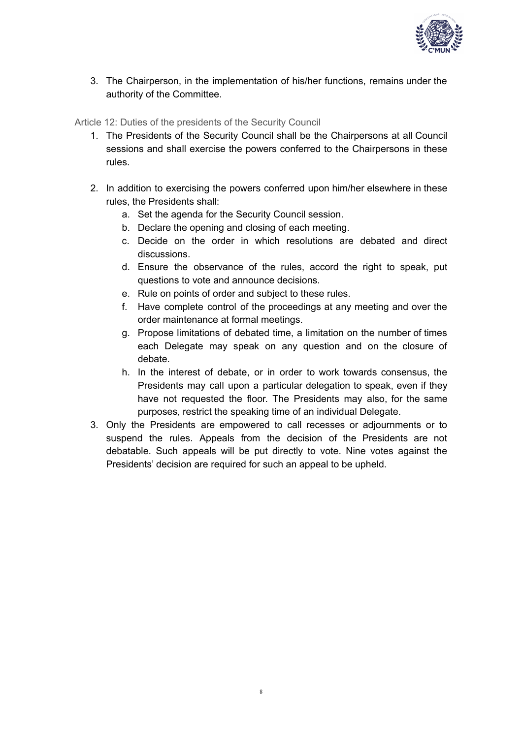3. The Chairperson, in the implementation of his/her functions, remains under the authority of the Committee.

### Article 12: Duties of the presidents of the Security Council

1. The Presidents of the Security Council shall be the Chairpersons at all Council sessions and shall exercise the powers conferred to the Chairpersons in these rules.

2. In addition to exercising the powers conferred upon him/her elsewhere in these rules, the Presidents shall:
   a. Set the agenda for the Security Council session.
   b. Declare the opening and closing of each meeting.
   c. Decide on the order in which resolutions are debated and direct discussions.
   d. Ensure the observance of the rules, accord the right to speak, put questions to vote and announce decisions.
   e. Rule on points of order and subject to these rules.
   f. Have complete control of the proceedings at any meeting and over the order maintenance at formal meetings.
   g. Propose limitations of debated time, a limitation on the number of times each Delegate may speak on any question and on the closure of debate.
   h. In the interest of debate, or in order to work towards consensus, the Presidents may call upon a particular delegation to speak, even if they have not requested the floor. The Presidents may also, for the same purposes, restrict the speaking time of an individual Delegate.
3. Only the Presidents are empowered to call recesses or adjournments or to suspend the rules. Appeals from the decision of the Presidents are not debatable. Such appeals will be put directly to vote. Nine votes against the Presidents' decision are required for such an appeal to be upheld.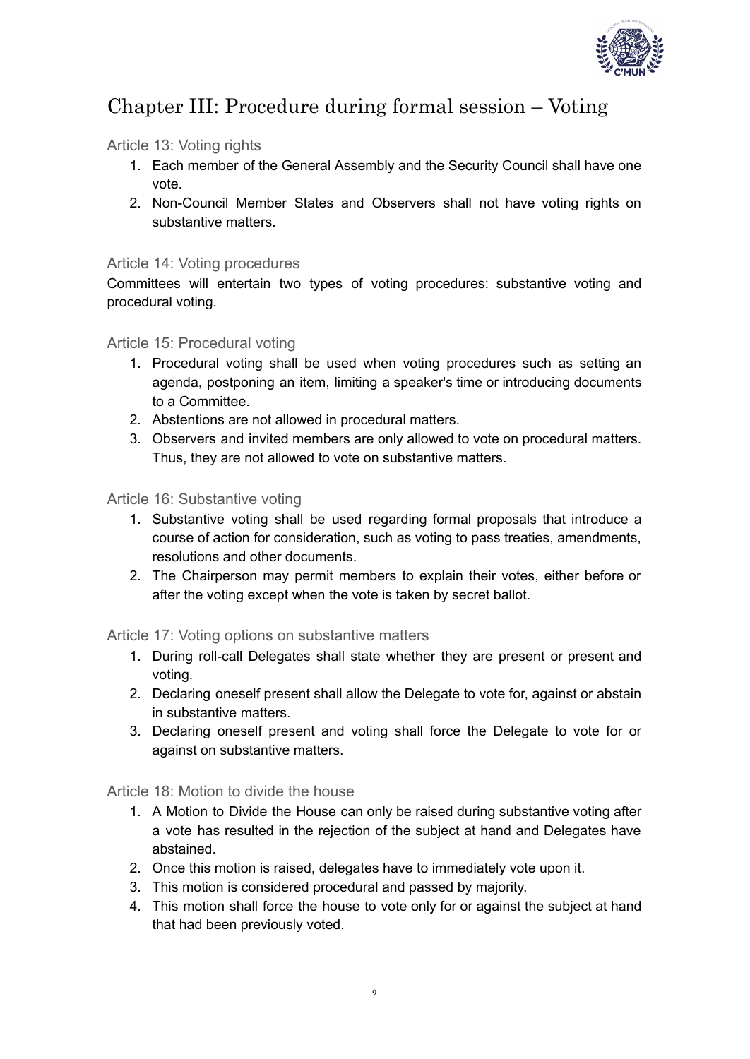# Chapter III: Procedure during formal session – Voting

### Article 13: Voting rights

1. Each member of the General Assembly and the Security Council shall have one vote.
2. Non-Council Member States and Observers shall not have voting rights on substantive matters.

### Article 14: Voting procedures

Committees will entertain two types of voting procedures: substantive voting and procedural voting.

### Article 15: Procedural voting

1. Procedural voting shall be used when voting procedures such as setting an agenda, postponing an item, limiting a speaker's time or introducing documents to a Committee.
2. Abstentions are not allowed in procedural matters.
3. Observers and invited members are only allowed to vote on procedural matters. Thus, they are not allowed to vote on substantive matters.

### Article 16: Substantive voting

1. Substantive voting shall be used regarding formal proposals that introduce a course of action for consideration, such as voting to pass treaties, amendments, resolutions and other documents.
2. The Chairperson may permit members to explain their votes, either before or after the voting except when the vote is taken by secret ballot.

### Article 17: Voting options on substantive matters

1. During roll-call Delegates shall state whether they are present or present and voting.
2. Declaring oneself present shall allow the Delegate to vote for, against or abstain in substantive matters.
3. Declaring oneself present and voting shall force the Delegate to vote for or against on substantive matters.

### Article 18: Motion to divide the house

1. A Motion to Divide the House can only be raised during substantive voting after a vote has resulted in the rejection of the subject at hand and Delegates have abstained.
2. Once this motion is raised, delegates have to immediately vote upon it.
3. This motion is considered procedural and passed by majority.
4. This motion shall force the house to vote only for or against the subject at hand that had been previously voted.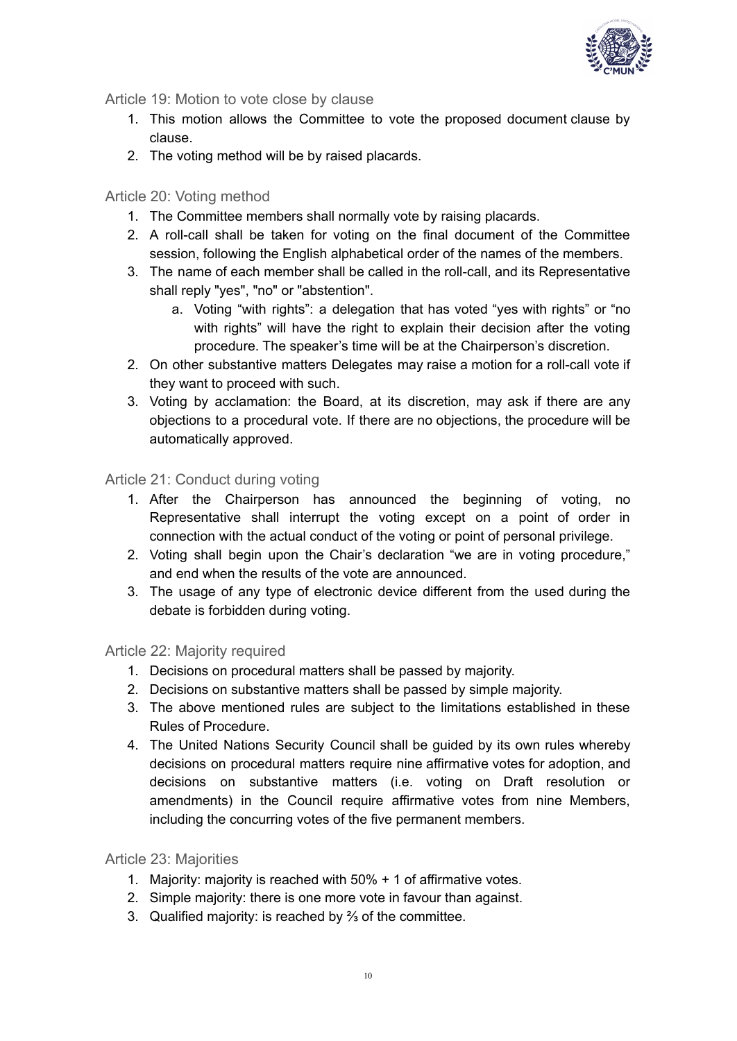### Article 19: Motion to vote close by clause

1. This motion allows the Committee to vote the proposed document clause by clause.
2. The voting method will be by raised placards.

### Article 20: Voting method

1. The Committee members shall normally vote by raising placards.
2. A roll-call shall be taken for voting on the final document of the Committee session, following the English alphabetical order of the names of the members.
3. The name of each member shall be called in the roll-call, and its Representative shall reply "yes", "no" or "abstention".
   a. Voting “with rights”: a delegation that has voted “yes with rights” or “no with rights” will have the right to explain their decision after the voting procedure. The speaker’s time will be at the Chairperson’s discretion.
2. On other substantive matters Delegates may raise a motion for a roll-call vote if they want to proceed with such.
3. Voting by acclamation: the Board, at its discretion, may ask if there are any objections to a procedural vote. If there are no objections, the procedure will be automatically approved.

### Article 21: Conduct during voting

1. After the Chairperson has announced the beginning of voting, no Representative shall interrupt the voting except on a point of order in connection with the actual conduct of the voting or point of personal privilege.
2. Voting shall begin upon the Chair’s declaration “we are in voting procedure,” and end when the results of the vote are announced.
3. The usage of any type of electronic device different from the used during the debate is forbidden during voting.

### Article 22: Majority required

1. Decisions on procedural matters shall be passed by majority.
2. Decisions on substantive matters shall be passed by simple majority.
3. The above mentioned rules are subject to the limitations established in these Rules of Procedure.
4. The United Nations Security Council shall be guided by its own rules whereby decisions on procedural matters require nine affirmative votes for adoption, and decisions on substantive matters (i.e. voting on Draft resolution or amendments) in the Council require affirmative votes from nine Members, including the concurring votes of the five permanent members.

### Article 23: Majorities

1. Majority: majority is reached with 50% + 1 of affirmative votes.
2. Simple majority: there is one more vote in favour than against.
3. Qualified majority: is reached by ⅔ of the committee.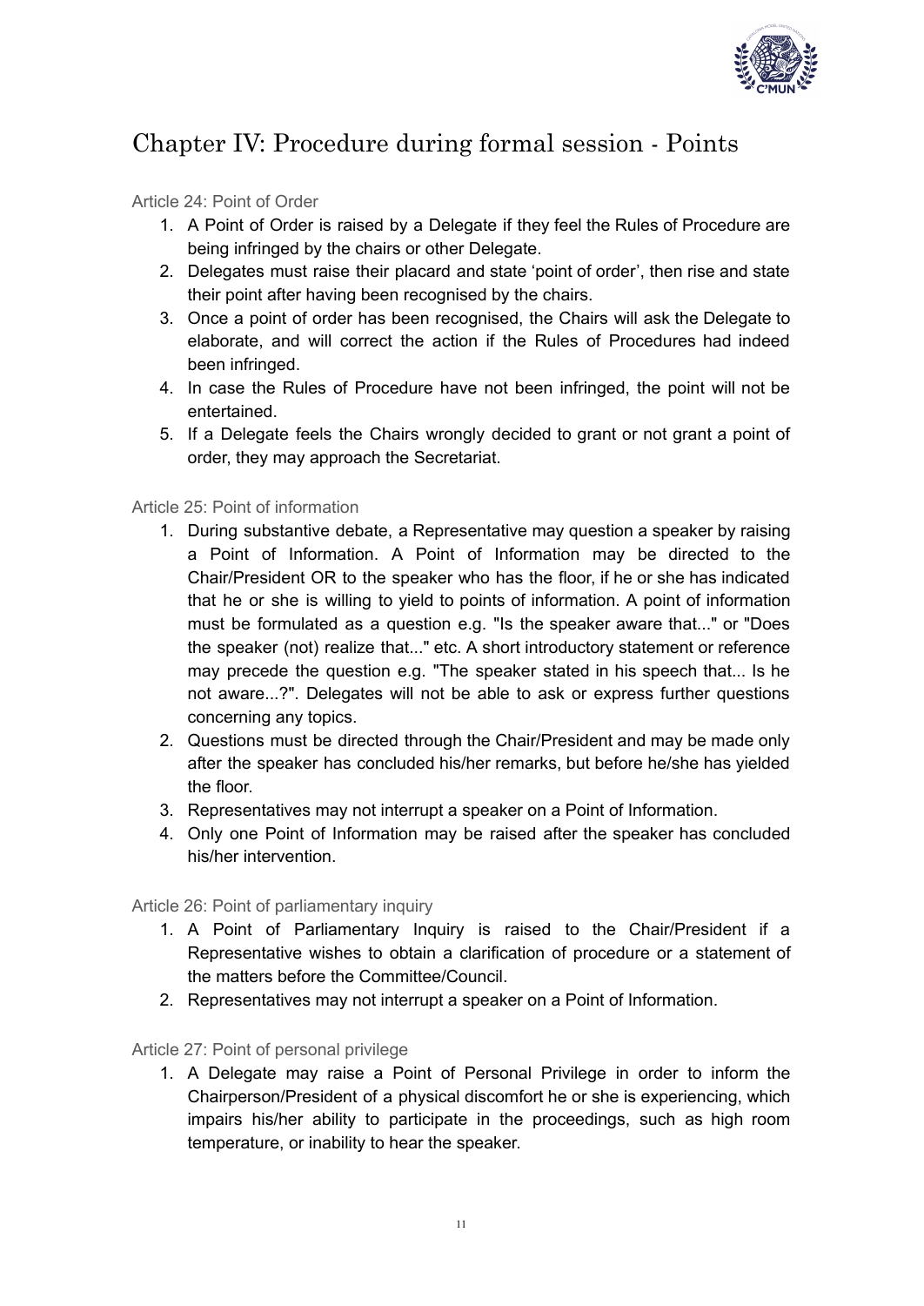# Chapter IV: Procedure during formal session - Points

### Article 24: Point of Order

1. A Point of Order is raised by a Delegate if they feel the Rules of Procedure are being infringed by the chairs or other Delegate.
2. Delegates must raise their placard and state 'point of order', then rise and state their point after having been recognised by the chairs.
3. Once a point of order has been recognised, the Chairs will ask the Delegate to elaborate, and will correct the action if the Rules of Procedures had indeed been infringed.
4. In case the Rules of Procedure have not been infringed, the point will not be entertained.
5. If a Delegate feels the Chairs wrongly decided to grant or not grant a point of order, they may approach the Secretariat.

### Article 25: Point of information

1. During substantive debate, a Representative may question a speaker by raising a Point of Information. A Point of Information may be directed to the Chair/President OR to the speaker who has the floor, if he or she has indicated that he or she is willing to yield to points of information. A point of information must be formulated as a question e.g. "Is the speaker aware that..." or "Does the speaker (not) realize that..." etc. A short introductory statement or reference may precede the question e.g. "The speaker stated in his speech that... Is he not aware...?". Delegates will not be able to ask or express further questions concerning any topics.
2. Questions must be directed through the Chair/President and may be made only after the speaker has concluded his/her remarks, but before he/she has yielded the floor.
3. Representatives may not interrupt a speaker on a Point of Information.
4. Only one Point of Information may be raised after the speaker has concluded his/her intervention.

### Article 26: Point of parliamentary inquiry

1. A Point of Parliamentary Inquiry is raised to the Chair/President if a Representative wishes to obtain a clarification of procedure or a statement of the matters before the Committee/Council.
2. Representatives may not interrupt a speaker on a Point of Information.

### Article 27: Point of personal privilege

1. A Delegate may raise a Point of Personal Privilege in order to inform the Chairperson/President of a physical discomfort he or she is experiencing, which impairs his/her ability to participate in the proceedings, such as high room temperature, or inability to hear the speaker.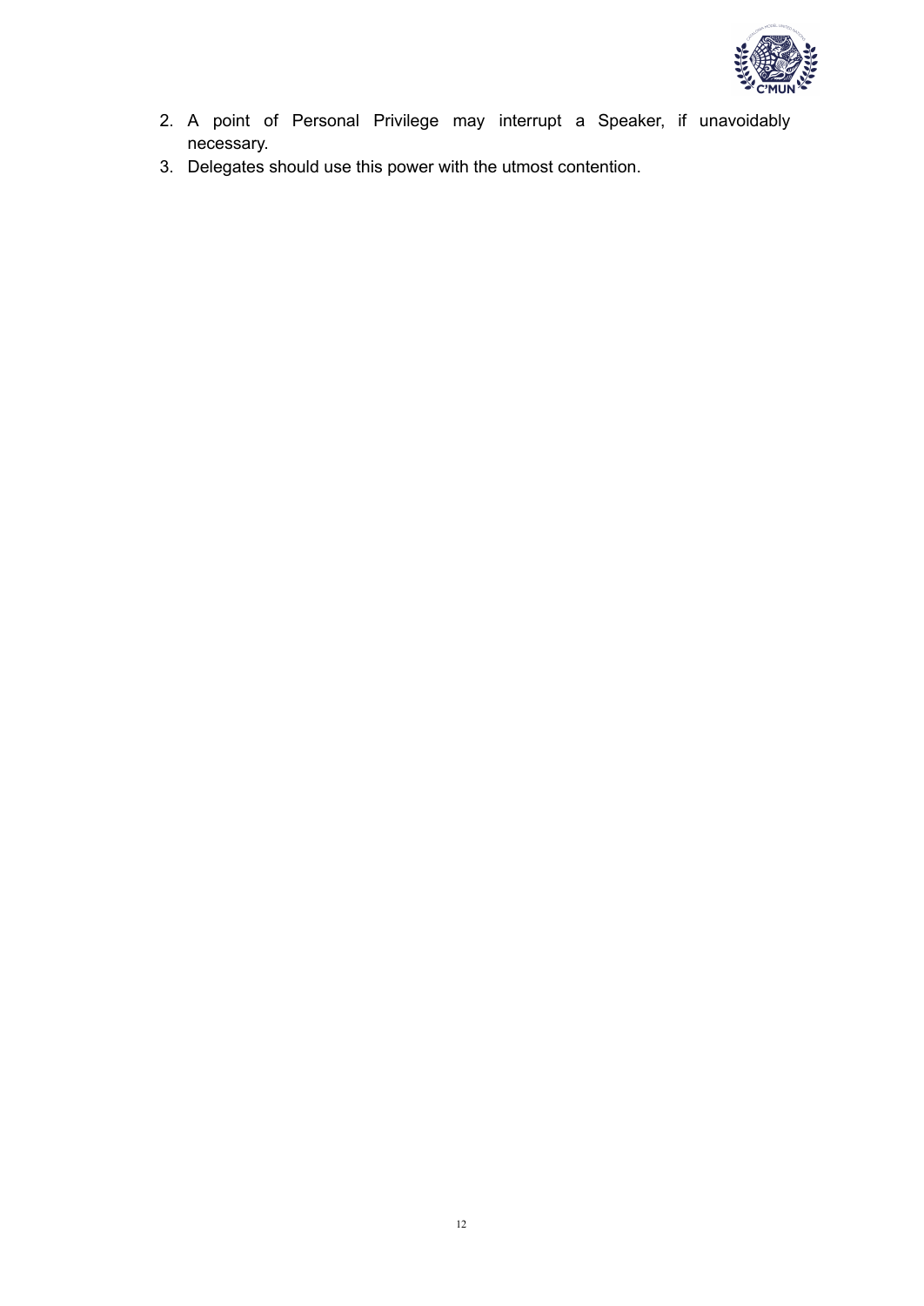2. A point of Personal Privilege may interrupt a Speaker, if unavoidably necessary.
3. Delegates should use this power with the utmost contention.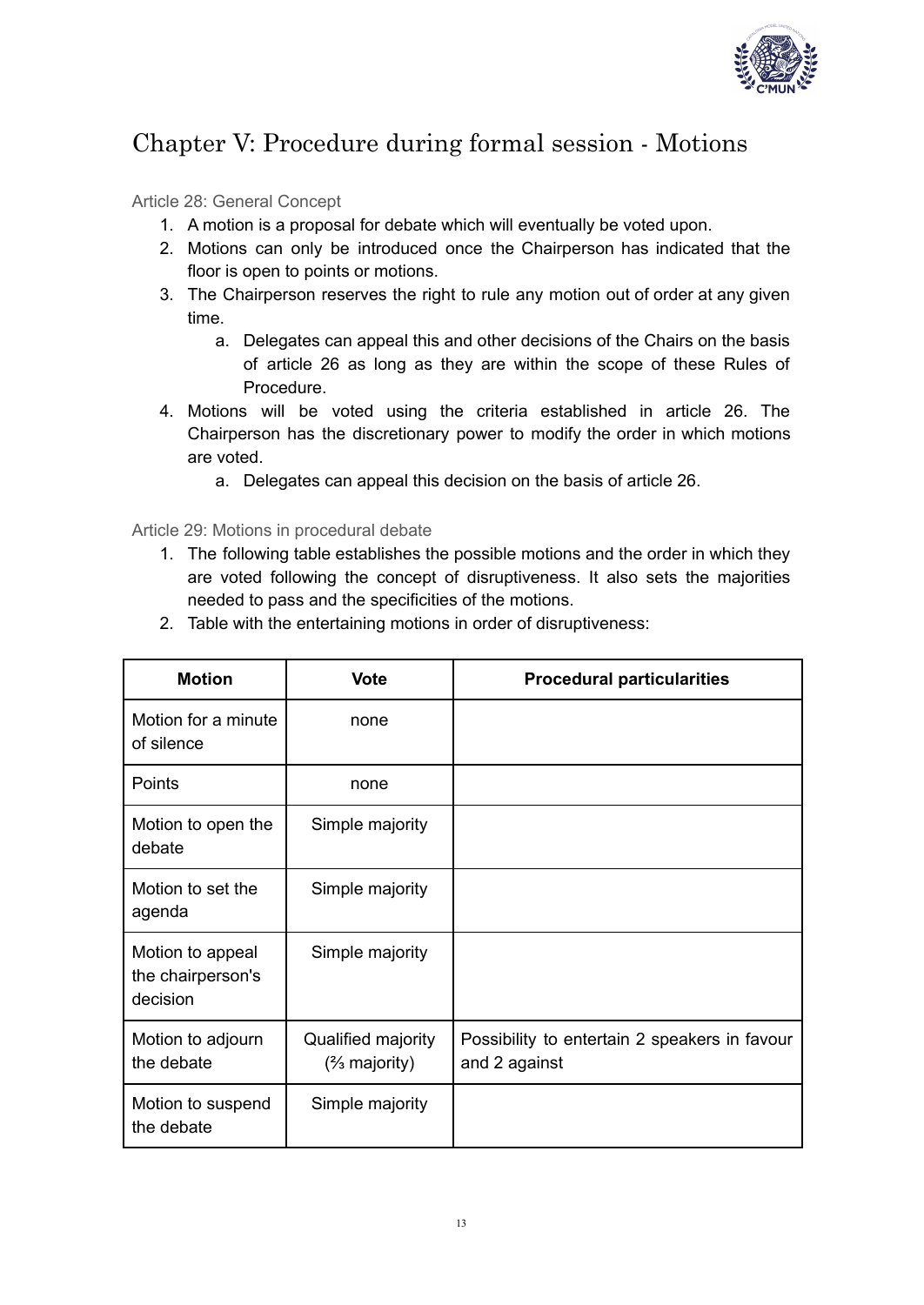# Chapter V: Procedure during formal session - Motions

## Article 28: General Concept

1. A motion is a proposal for debate which will eventually be voted upon.
2. Motions can only be introduced once the Chairperson has indicated that the floor is open to points or motions.
3. The Chairperson reserves the right to rule any motion out of order at any given time.
    a. Delegates can appeal this and other decisions of the Chairs on the basis of article 26 as long as they are within the scope of these Rules of Procedure.
4. Motions will be voted using the criteria established in article 26. The Chairperson has the discretionary power to modify the order in which motions are voted.
    a. Delegates can appeal this decision on the basis of article 26.

## Article 29: Motions in procedural debate

1. The following table establishes the possible motions and the order in which they are voted following the concept of disruptiveness. It also sets the majorities needed to pass and the specificities of the motions.
2. Table with the entertaining motions in order of disruptiveness:

| Motion | Vote | Procedural particularities |
|---|---|---|
| Motion for a minute of silence | none | |
| Points | none | |
| Motion to open the debate | Simple majority | |
| Motion to set the agenda | Simple majority | |
| Motion to appeal the chairperson's decision | Simple majority | |
| Motion to adjourn the debate | Qualified majority (⅔ majority) | Possibility to entertain 2 speakers in favour and 2 against |
| Motion to suspend the debate | Simple majority | |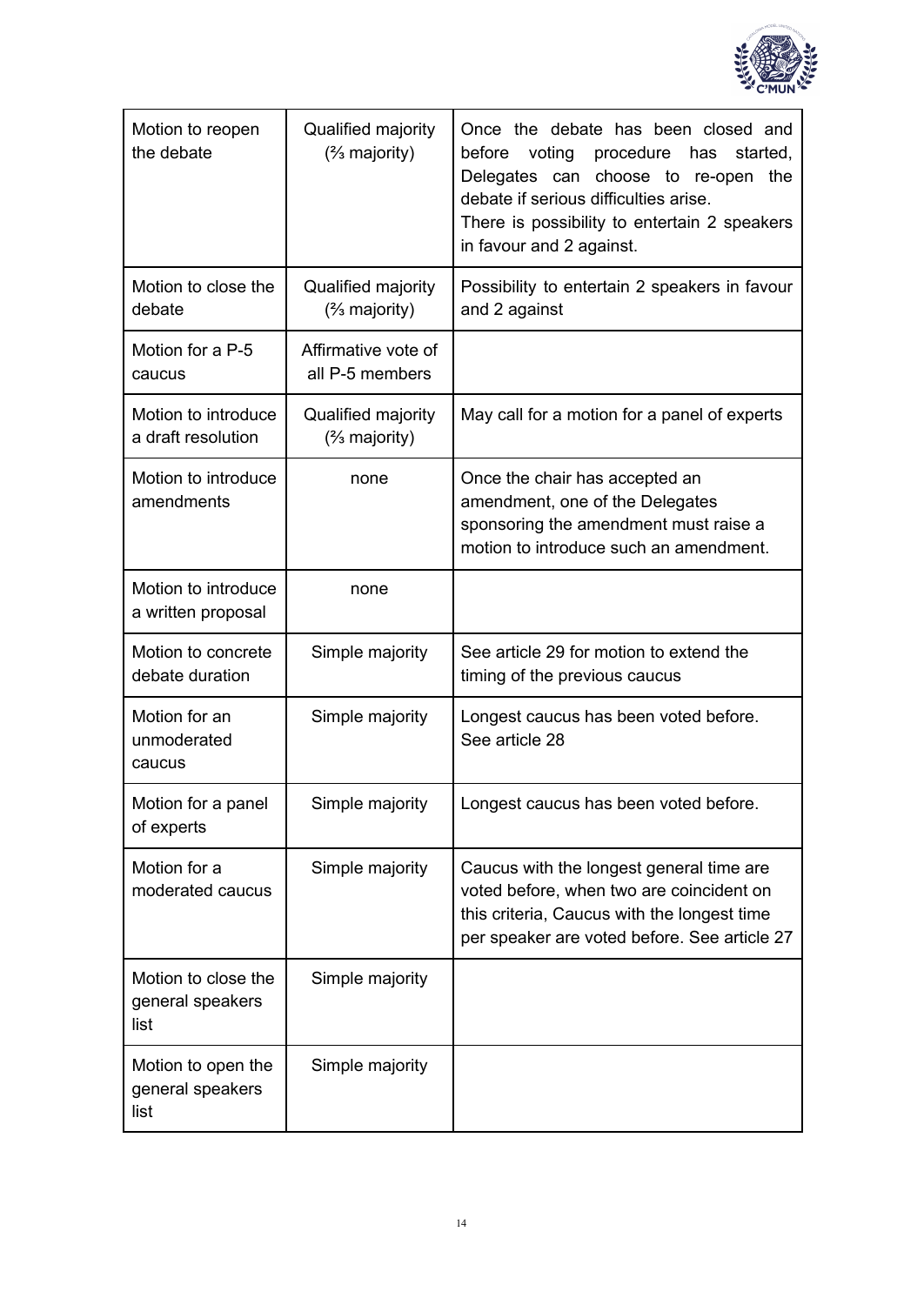| Motion to reopen the debate | Qualified majority (⅔ majority) | Once the debate has been closed and before voting procedure has started, Delegates can choose to re-open the debate if serious difficulties arise. There is possibility to entertain 2 speakers in favour and 2 against. |
|---|---|---|
| Motion to close the debate | Qualified majority (⅔ majority) | Possibility to entertain 2 speakers in favour and 2 against |
| Motion for a P-5 caucus | Affirmative vote of all P-5 members | |
| Motion to introduce a draft resolution | Qualified majority (⅔ majority) | May call for a motion for a panel of experts |
| Motion to introduce amendments | none | Once the chair has accepted an amendment, one of the Delegates sponsoring the amendment must raise a motion to introduce such an amendment. |
| Motion to introduce a written proposal | none | |
| Motion to concrete debate duration | Simple majority | See article 29 for motion to extend the timing of the previous caucus |
| Motion for an unmoderated caucus | Simple majority | Longest caucus has been voted before. See article 28 |
| Motion for a panel of experts | Simple majority | Longest caucus has been voted before. |
| Motion for a moderated caucus | Simple majority | Caucus with the longest general time are voted before, when two are coincident on this criteria, Caucus with the longest time per speaker are voted before. See article 27 |
| Motion to close the general speakers list | Simple majority | |
| Motion to open the general speakers list | Simple majority | |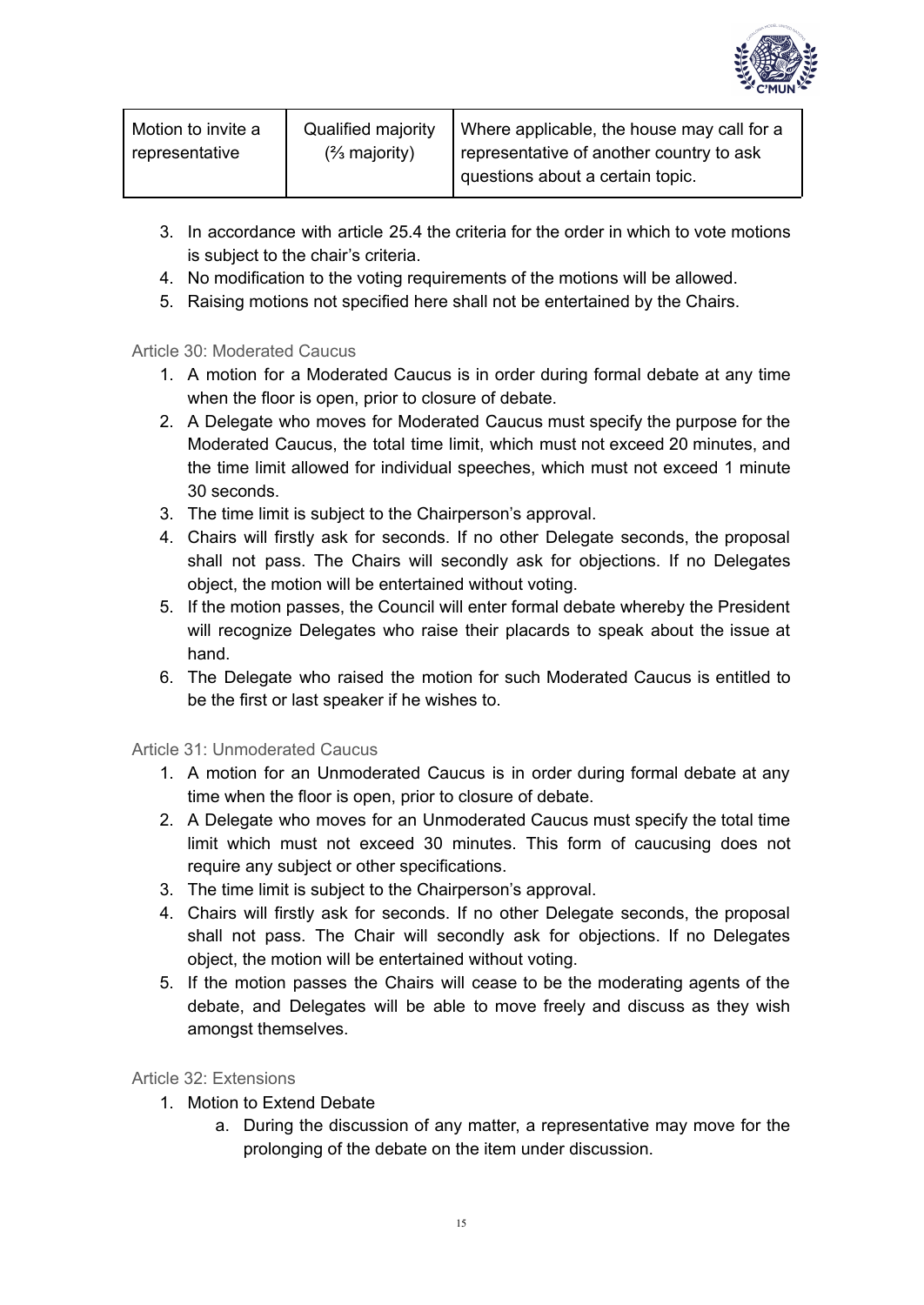| Motion to invite a representative | Qualified majority (⅔ majority) | Where applicable, the house may call for a representative of another country to ask questions about a certain topic. |
|---|---|---|

3. In accordance with article 25.4 the criteria for the order in which to vote motions is subject to the chair's criteria.
4. No modification to the voting requirements of the motions will be allowed.
5. Raising motions not specified here shall not be entertained by the Chairs.

### Article 30: Moderated Caucus

1. A motion for a Moderated Caucus is in order during formal debate at any time when the floor is open, prior to closure of debate.
2. A Delegate who moves for Moderated Caucus must specify the purpose for the Moderated Caucus, the total time limit, which must not exceed 20 minutes, and the time limit allowed for individual speeches, which must not exceed 1 minute 30 seconds.
3. The time limit is subject to the Chairperson's approval.
4. Chairs will firstly ask for seconds. If no other Delegate seconds, the proposal shall not pass. The Chairs will secondly ask for objections. If no Delegates object, the motion will be entertained without voting.
5. If the motion passes, the Council will enter formal debate whereby the President will recognize Delegates who raise their placards to speak about the issue at hand.
6. The Delegate who raised the motion for such Moderated Caucus is entitled to be the first or last speaker if he wishes to.

### Article 31: Unmoderated Caucus

1. A motion for an Unmoderated Caucus is in order during formal debate at any time when the floor is open, prior to closure of debate.
2. A Delegate who moves for an Unmoderated Caucus must specify the total time limit which must not exceed 30 minutes. This form of caucusing does not require any subject or other specifications.
3. The time limit is subject to the Chairperson's approval.
4. Chairs will firstly ask for seconds. If no other Delegate seconds, the proposal shall not pass. The Chair will secondly ask for objections. If no Delegates object, the motion will be entertained without voting.
5. If the motion passes the Chairs will cease to be the moderating agents of the debate, and Delegates will be able to move freely and discuss as they wish amongst themselves.

### Article 32: Extensions

1. Motion to Extend Debate
    a. During the discussion of any matter, a representative may move for the prolonging of the debate on the item under discussion.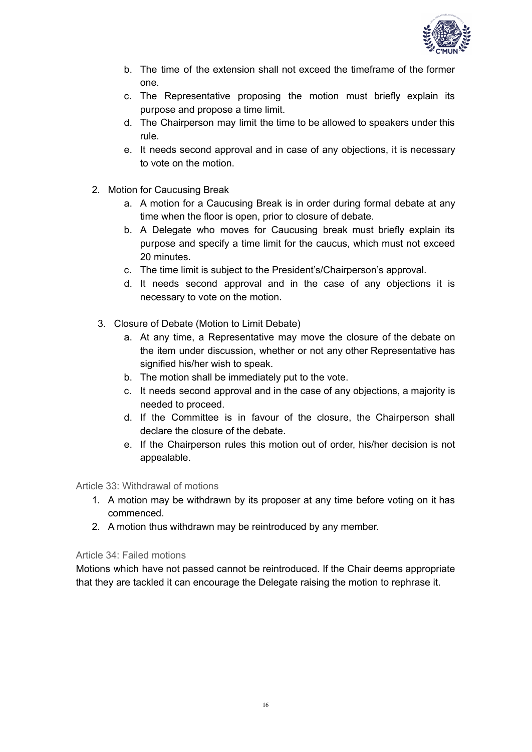b. The time of the extension shall not exceed the timeframe of the former one.
c. The Representative proposing the motion must briefly explain its purpose and propose a time limit.
d. The Chairperson may limit the time to be allowed to speakers under this rule.
e. It needs second approval and in case of any objections, it is necessary to vote on the motion.

2. Motion for Caucusing Break
   a. A motion for a Caucusing Break is in order during formal debate at any time when the floor is open, prior to closure of debate.
   b. A Delegate who moves for Caucusing break must briefly explain its purpose and specify a time limit for the caucus, which must not exceed 20 minutes.
   c. The time limit is subject to the President's/Chairperson's approval.
   d. It needs second approval and in the case of any objections it is necessary to vote on the motion.

3. Closure of Debate (Motion to Limit Debate)
   a. At any time, a Representative may move the closure of the debate on the item under discussion, whether or not any other Representative has signified his/her wish to speak.
   b. The motion shall be immediately put to the vote.
   c. It needs second approval and in the case of any objections, a majority is needed to proceed.
   d. If the Committee is in favour of the closure, the Chairperson shall declare the closure of the debate.
   e. If the Chairperson rules this motion out of order, his/her decision is not appealable.

### Article 33: Withdrawal of motions

1. A motion may be withdrawn by its proposer at any time before voting on it has commenced.
2. A motion thus withdrawn may be reintroduced by any member.

### Article 34: Failed motions

Motions which have not passed cannot be reintroduced. If the Chair deems appropriate that they are tackled it can encourage the Delegate raising the motion to rephrase it.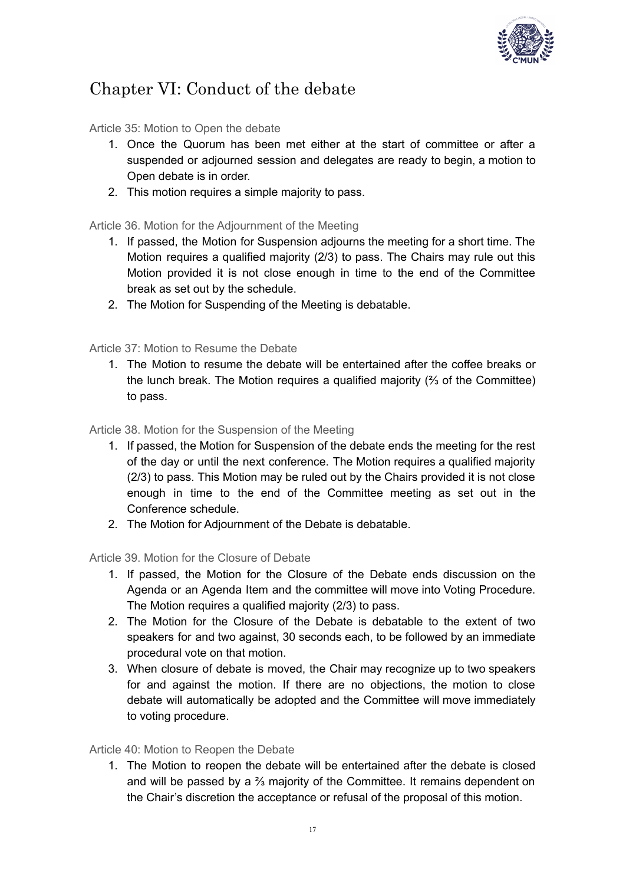# Chapter VI: Conduct of the debate

### Article 35: Motion to Open the debate

1. Once the Quorum has been met either at the start of committee or after a suspended or adjourned session and delegates are ready to begin, a motion to Open debate is in order.
2. This motion requires a simple majority to pass.

### Article 36. Motion for the Adjournment of the Meeting

1. If passed, the Motion for Suspension adjourns the meeting for a short time. The Motion requires a qualified majority (2/3) to pass. The Chairs may rule out this Motion provided it is not close enough in time to the end of the Committee break as set out by the schedule.
2. The Motion for Suspending of the Meeting is debatable.

### Article 37: Motion to Resume the Debate

1. The Motion to resume the debate will be entertained after the coffee breaks or the lunch break. The Motion requires a qualified majority (⅔ of the Committee) to pass.

### Article 38. Motion for the Suspension of the Meeting

1. If passed, the Motion for Suspension of the debate ends the meeting for the rest of the day or until the next conference. The Motion requires a qualified majority (2/3) to pass. This Motion may be ruled out by the Chairs provided it is not close enough in time to the end of the Committee meeting as set out in the Conference schedule.
2. The Motion for Adjournment of the Debate is debatable.

### Article 39. Motion for the Closure of Debate

1. If passed, the Motion for the Closure of the Debate ends discussion on the Agenda or an Agenda Item and the committee will move into Voting Procedure. The Motion requires a qualified majority (2/3) to pass.
2. The Motion for the Closure of the Debate is debatable to the extent of two speakers for and two against, 30 seconds each, to be followed by an immediate procedural vote on that motion.
3. When closure of debate is moved, the Chair may recognize up to two speakers for and against the motion. If there are no objections, the motion to close debate will automatically be adopted and the Committee will move immediately to voting procedure.

### Article 40: Motion to Reopen the Debate

1. The Motion to reopen the debate will be entertained after the debate is closed and will be passed by a ⅔ majority of the Committee. It remains dependent on the Chair's discretion the acceptance or refusal of the proposal of this motion.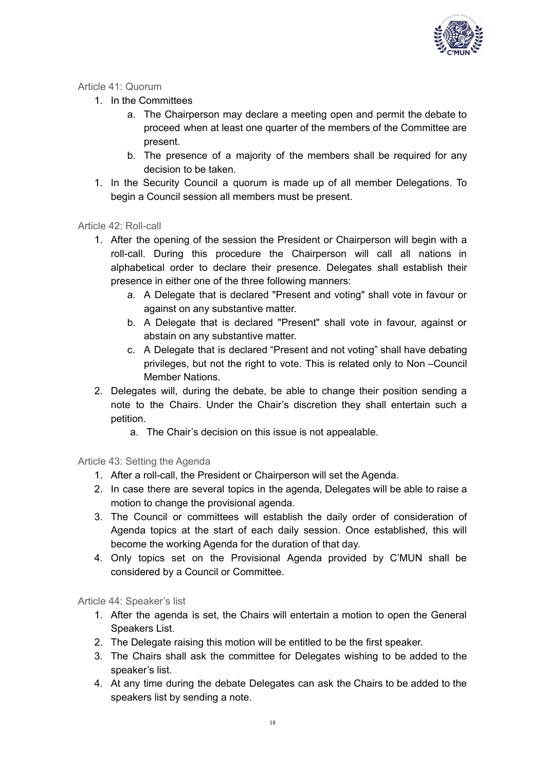### Article 41: Quorum

1. In the Committees
    a. The Chairperson may declare a meeting open and permit the debate to proceed when at least one quarter of the members of the Committee are present.
    b. The presence of a majority of the members shall be required for any decision to be taken.
1. In the Security Council a quorum is made up of all member Delegations. To begin a Council session all members must be present.

### Article 42: Roll-call

1. After the opening of the session the President or Chairperson will begin with a roll-call. During this procedure the Chairperson will call all nations in alphabetical order to declare their presence. Delegates shall establish their presence in either one of the three following manners:
    a. A Delegate that is declared "Present and voting" shall vote in favour or against on any substantive matter.
    b. A Delegate that is declared "Present" shall vote in favour, against or abstain on any substantive matter.
    c. A Delegate that is declared "Present and not voting" shall have debating privileges, but not the right to vote. This is related only to Non –Council Member Nations.
2. Delegates will, during the debate, be able to change their position sending a note to the Chairs. Under the Chair's discretion they shall entertain such a petition.
    a. The Chair's decision on this issue is not appealable.

### Article 43: Setting the Agenda

1. After a roll-call, the President or Chairperson will set the Agenda.
2. In case there are several topics in the agenda, Delegates will be able to raise a motion to change the provisional agenda.
3. The Council or committees will establish the daily order of consideration of Agenda topics at the start of each daily session. Once established, this will become the working Agenda for the duration of that day.
4. Only topics set on the Provisional Agenda provided by C'MUN shall be considered by a Council or Committee.

### Article 44: Speaker's list

1. After the agenda is set, the Chairs will entertain a motion to open the General Speakers List.
2. The Delegate raising this motion will be entitled to be the first speaker.
3. The Chairs shall ask the committee for Delegates wishing to be added to the speaker's list.
4. At any time during the debate Delegates can ask the Chairs to be added to the speakers list by sending a note.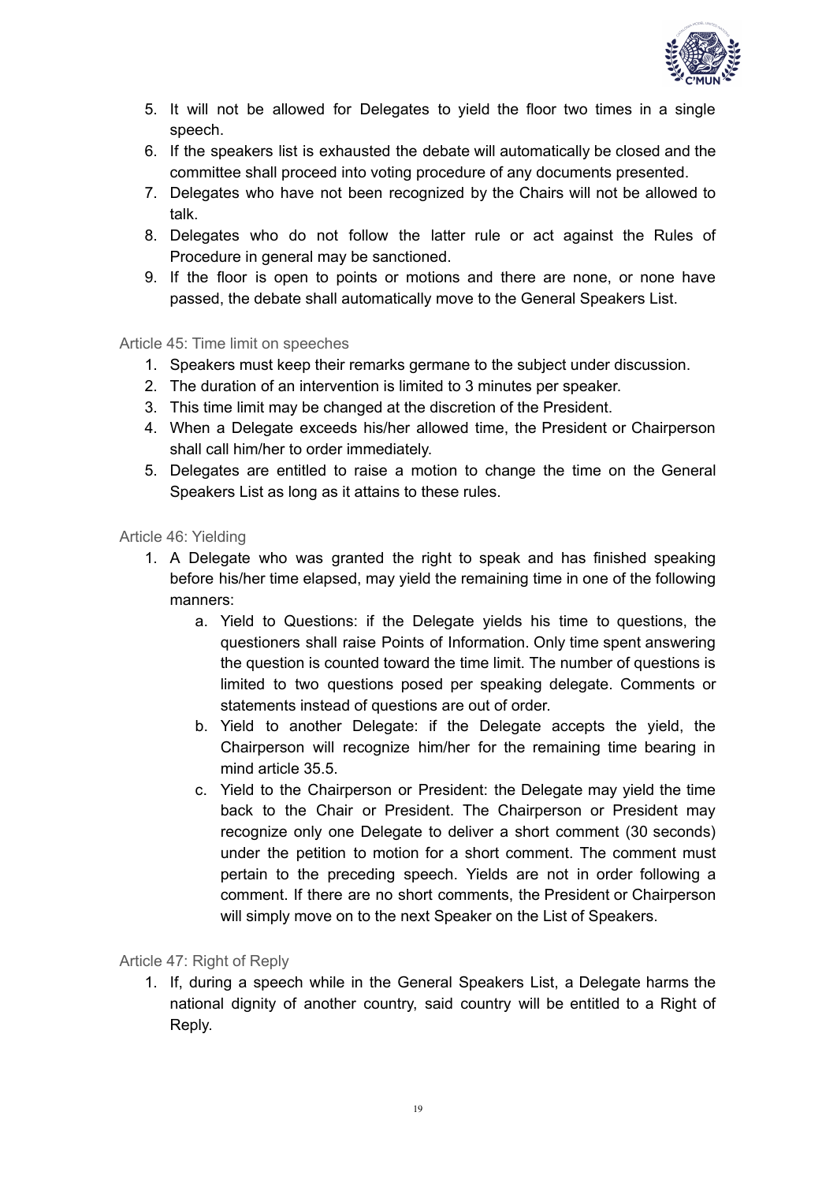5. It will not be allowed for Delegates to yield the floor two times in a single speech.
6. If the speakers list is exhausted the debate will automatically be closed and the committee shall proceed into voting procedure of any documents presented.
7. Delegates who have not been recognized by the Chairs will not be allowed to talk.
8. Delegates who do not follow the latter rule or act against the Rules of Procedure in general may be sanctioned.
9. If the floor is open to points or motions and there are none, or none have passed, the debate shall automatically move to the General Speakers List.

### Article 45: Time limit on speeches

1. Speakers must keep their remarks germane to the subject under discussion.
2. The duration of an intervention is limited to 3 minutes per speaker.
3. This time limit may be changed at the discretion of the President.
4. When a Delegate exceeds his/her allowed time, the President or Chairperson shall call him/her to order immediately.
5. Delegates are entitled to raise a motion to change the time on the General Speakers List as long as it attains to these rules.

### Article 46: Yielding

1. A Delegate who was granted the right to speak and has finished speaking before his/her time elapsed, may yield the remaining time in one of the following manners:
   a. Yield to Questions: if the Delegate yields his time to questions, the questioners shall raise Points of Information. Only time spent answering the question is counted toward the time limit. The number of questions is limited to two questions posed per speaking delegate. Comments or statements instead of questions are out of order.
   b. Yield to another Delegate: if the Delegate accepts the yield, the Chairperson will recognize him/her for the remaining time bearing in mind article 35.5.
   c. Yield to the Chairperson or President: the Delegate may yield the time back to the Chair or President. The Chairperson or President may recognize only one Delegate to deliver a short comment (30 seconds) under the petition to motion for a short comment. The comment must pertain to the preceding speech. Yields are not in order following a comment. If there are no short comments, the President or Chairperson will simply move on to the next Speaker on the List of Speakers.

### Article 47: Right of Reply

1. If, during a speech while in the General Speakers List, a Delegate harms the national dignity of another country, said country will be entitled to a Right of Reply.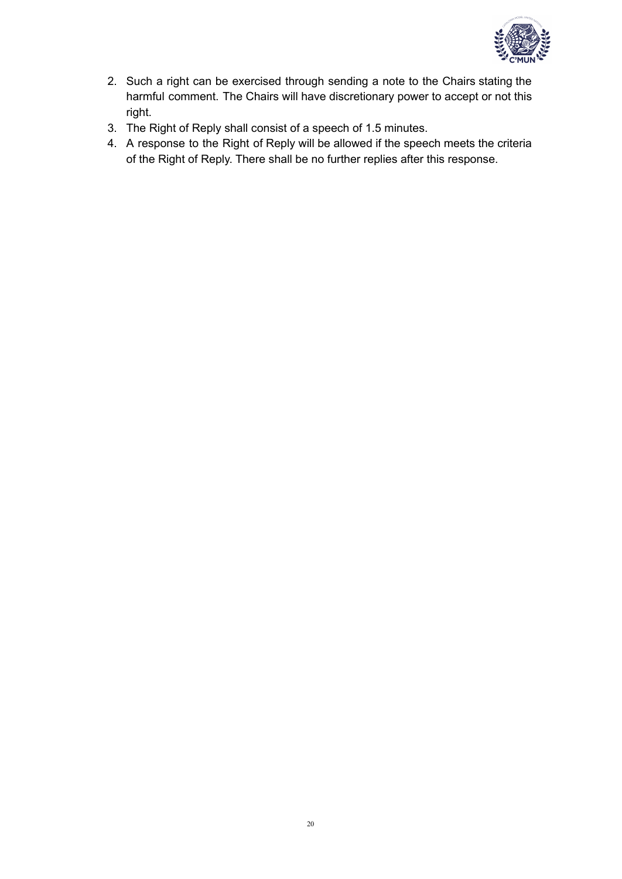2. Such a right can be exercised through sending a note to the Chairs stating the harmful comment. The Chairs will have discretionary power to accept or not this right.
3. The Right of Reply shall consist of a speech of 1.5 minutes.
4. A response to the Right of Reply will be allowed if the speech meets the criteria of the Right of Reply. There shall be no further replies after this response.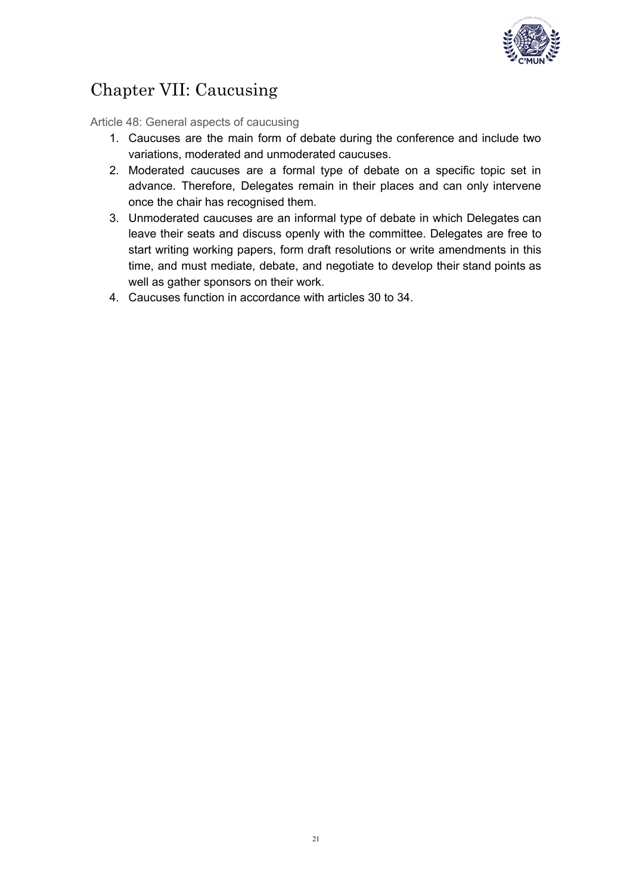# Chapter VII: Caucusing

### Article 48: General aspects of caucusing

1. Caucuses are the main form of debate during the conference and include two variations, moderated and unmoderated caucuses.
2. Moderated caucuses are a formal type of debate on a specific topic set in advance. Therefore, Delegates remain in their places and can only intervene once the chair has recognised them.
3. Unmoderated caucuses are an informal type of debate in which Delegates can leave their seats and discuss openly with the committee. Delegates are free to start writing working papers, form draft resolutions or write amendments in this time, and must mediate, debate, and negotiate to develop their stand points as well as gather sponsors on their work.
4. Caucuses function in accordance with articles 30 to 34.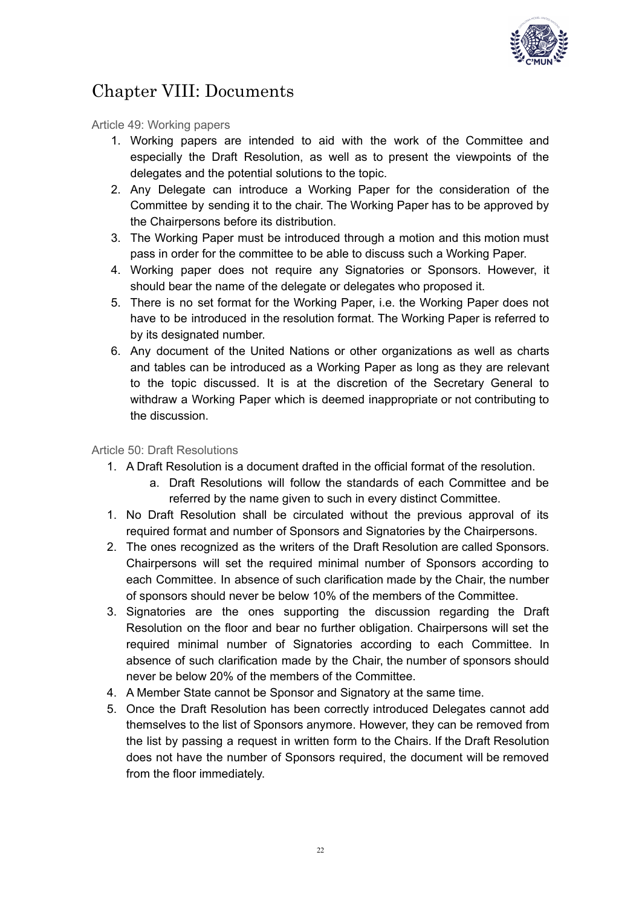# Chapter VIII: Documents

### Article 49: Working papers

1. Working papers are intended to aid with the work of the Committee and especially the Draft Resolution, as well as to present the viewpoints of the delegates and the potential solutions to the topic.
2. Any Delegate can introduce a Working Paper for the consideration of the Committee by sending it to the chair. The Working Paper has to be approved by the Chairpersons before its distribution.
3. The Working Paper must be introduced through a motion and this motion must pass in order for the committee to be able to discuss such a Working Paper.
4. Working paper does not require any Signatories or Sponsors. However, it should bear the name of the delegate or delegates who proposed it.
5. There is no set format for the Working Paper, i.e. the Working Paper does not have to be introduced in the resolution format. The Working Paper is referred to by its designated number.
6. Any document of the United Nations or other organizations as well as charts and tables can be introduced as a Working Paper as long as they are relevant to the topic discussed. It is at the discretion of the Secretary General to withdraw a Working Paper which is deemed inappropriate or not contributing to the discussion.

### Article 50: Draft Resolutions

1. A Draft Resolution is a document drafted in the official format of the resolution.
    a. Draft Resolutions will follow the standards of each Committee and be referred by the name given to such in every distinct Committee.
1. No Draft Resolution shall be circulated without the previous approval of its required format and number of Sponsors and Signatories by the Chairpersons.
2. The ones recognized as the writers of the Draft Resolution are called Sponsors. Chairpersons will set the required minimal number of Sponsors according to each Committee. In absence of such clarification made by the Chair, the number of sponsors should never be below 10% of the members of the Committee.
3. Signatories are the ones supporting the discussion regarding the Draft Resolution on the floor and bear no further obligation. Chairpersons will set the required minimal number of Signatories according to each Committee. In absence of such clarification made by the Chair, the number of sponsors should never be below 20% of the members of the Committee.
4. A Member State cannot be Sponsor and Signatory at the same time.
5. Once the Draft Resolution has been correctly introduced Delegates cannot add themselves to the list of Sponsors anymore. However, they can be removed from the list by passing a request in written form to the Chairs. If the Draft Resolution does not have the number of Sponsors required, the document will be removed from the floor immediately.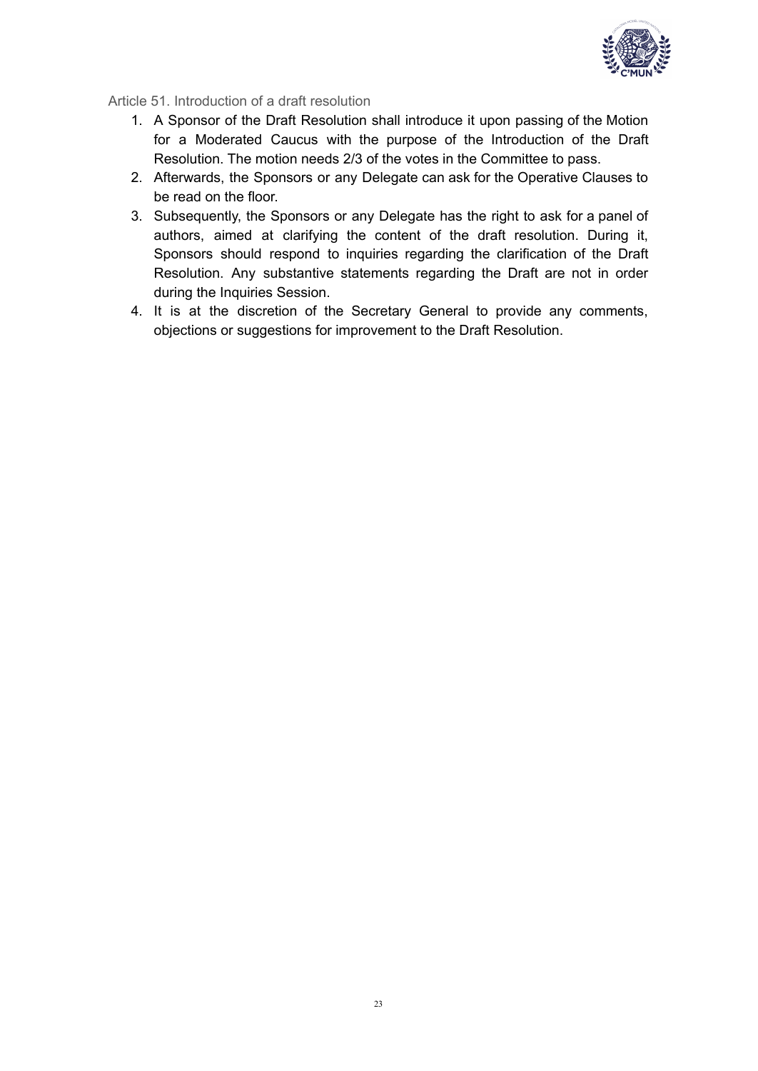### Article 51. Introduction of a draft resolution

1. A Sponsor of the Draft Resolution shall introduce it upon passing of the Motion for a Moderated Caucus with the purpose of the Introduction of the Draft Resolution. The motion needs 2/3 of the votes in the Committee to pass.
2. Afterwards, the Sponsors or any Delegate can ask for the Operative Clauses to be read on the floor.
3. Subsequently, the Sponsors or any Delegate has the right to ask for a panel of authors, aimed at clarifying the content of the draft resolution. During it, Sponsors should respond to inquiries regarding the clarification of the Draft Resolution. Any substantive statements regarding the Draft are not in order during the Inquiries Session.
4. It is at the discretion of the Secretary General to provide any comments, objections or suggestions for improvement to the Draft Resolution.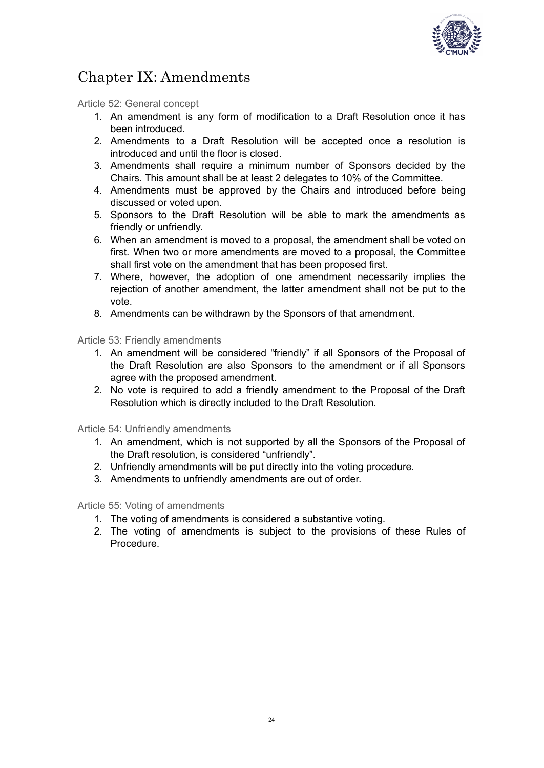# Chapter IX: Amendments

### Article 52: General concept

1. An amendment is any form of modification to a Draft Resolution once it has been introduced.
2. Amendments to a Draft Resolution will be accepted once a resolution is introduced and until the floor is closed.
3. Amendments shall require a minimum number of Sponsors decided by the Chairs. This amount shall be at least 2 delegates to 10% of the Committee.
4. Amendments must be approved by the Chairs and introduced before being discussed or voted upon.
5. Sponsors to the Draft Resolution will be able to mark the amendments as friendly or unfriendly.
6. When an amendment is moved to a proposal, the amendment shall be voted on first. When two or more amendments are moved to a proposal, the Committee shall first vote on the amendment that has been proposed first.
7. Where, however, the adoption of one amendment necessarily implies the rejection of another amendment, the latter amendment shall not be put to the vote.
8. Amendments can be withdrawn by the Sponsors of that amendment.

### Article 53: Friendly amendments

1. An amendment will be considered "friendly" if all Sponsors of the Proposal of the Draft Resolution are also Sponsors to the amendment or if all Sponsors agree with the proposed amendment.
2. No vote is required to add a friendly amendment to the Proposal of the Draft Resolution which is directly included to the Draft Resolution.

### Article 54: Unfriendly amendments

1. An amendment, which is not supported by all the Sponsors of the Proposal of the Draft resolution, is considered "unfriendly".
2. Unfriendly amendments will be put directly into the voting procedure.
3. Amendments to unfriendly amendments are out of order.

### Article 55: Voting of amendments

1. The voting of amendments is considered a substantive voting.
2. The voting of amendments is subject to the provisions of these Rules of Procedure.